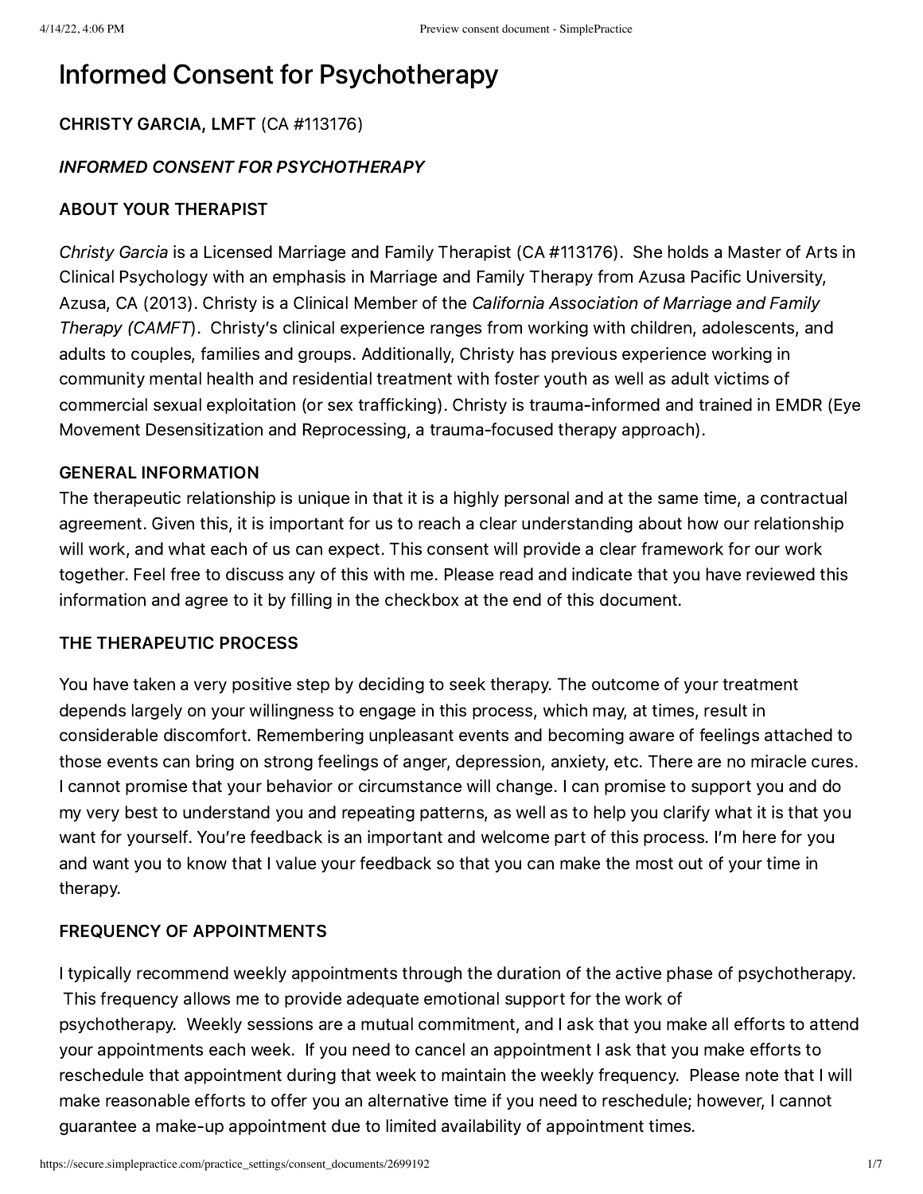# Informed Consent for Psychotherapy

**CHRISTY GARCIA, LMFT** (CA #113176)

***INFORMED CONSENT FOR PSYCHOTHERAPY***

**ABOUT YOUR THERAPIST**

*Christy Garcia* is a Licensed Marriage and Family Therapist (CA #113176). She holds a Master of Arts in Clinical Psychology with an emphasis in Marriage and Family Therapy from Azusa Pacific University, Azusa, CA (2013). Christy is a Clinical Member of the *California Association of Marriage and Family Therapy (CAMFT*). Christy's clinical experience ranges from working with children, adolescents, and adults to couples, families and groups. Additionally, Christy has previous experience working in community mental health and residential treatment with foster youth as well as adult victims of commercial sexual exploitation (or sex trafficking). Christy is trauma-informed and trained in EMDR (Eye Movement Desensitization and Reprocessing, a trauma-focused therapy approach).

**GENERAL INFORMATION**

The therapeutic relationship is unique in that it is a highly personal and at the same time, a contractual agreement. Given this, it is important for us to reach a clear understanding about how our relationship will work, and what each of us can expect. This consent will provide a clear framework for our work together. Feel free to discuss any of this with me. Please read and indicate that you have reviewed this information and agree to it by filling in the checkbox at the end of this document.

**THE THERAPEUTIC PROCESS**

You have taken a very positive step by deciding to seek therapy. The outcome of your treatment depends largely on your willingness to engage in this process, which may, at times, result in considerable discomfort. Remembering unpleasant events and becoming aware of feelings attached to those events can bring on strong feelings of anger, depression, anxiety, etc. There are no miracle cures. I cannot promise that your behavior or circumstance will change. I can promise to support you and do my very best to understand you and repeating patterns, as well as to help you clarify what it is that you want for yourself. You're feedback is an important and welcome part of this process. I'm here for you and want you to know that I value your feedback so that you can make the most out of your time in therapy.

**FREQUENCY OF APPOINTMENTS**

I typically recommend weekly appointments through the duration of the active phase of psychotherapy. This frequency allows me to provide adequate emotional support for the work of psychotherapy. Weekly sessions are a mutual commitment, and I ask that you make all efforts to attend your appointments each week. If you need to cancel an appointment I ask that you make efforts to reschedule that appointment during that week to maintain the weekly frequency. Please note that I will make reasonable efforts to offer you an alternative time if you need to reschedule; however, I cannot guarantee a make-up appointment due to limited availability of appointment times.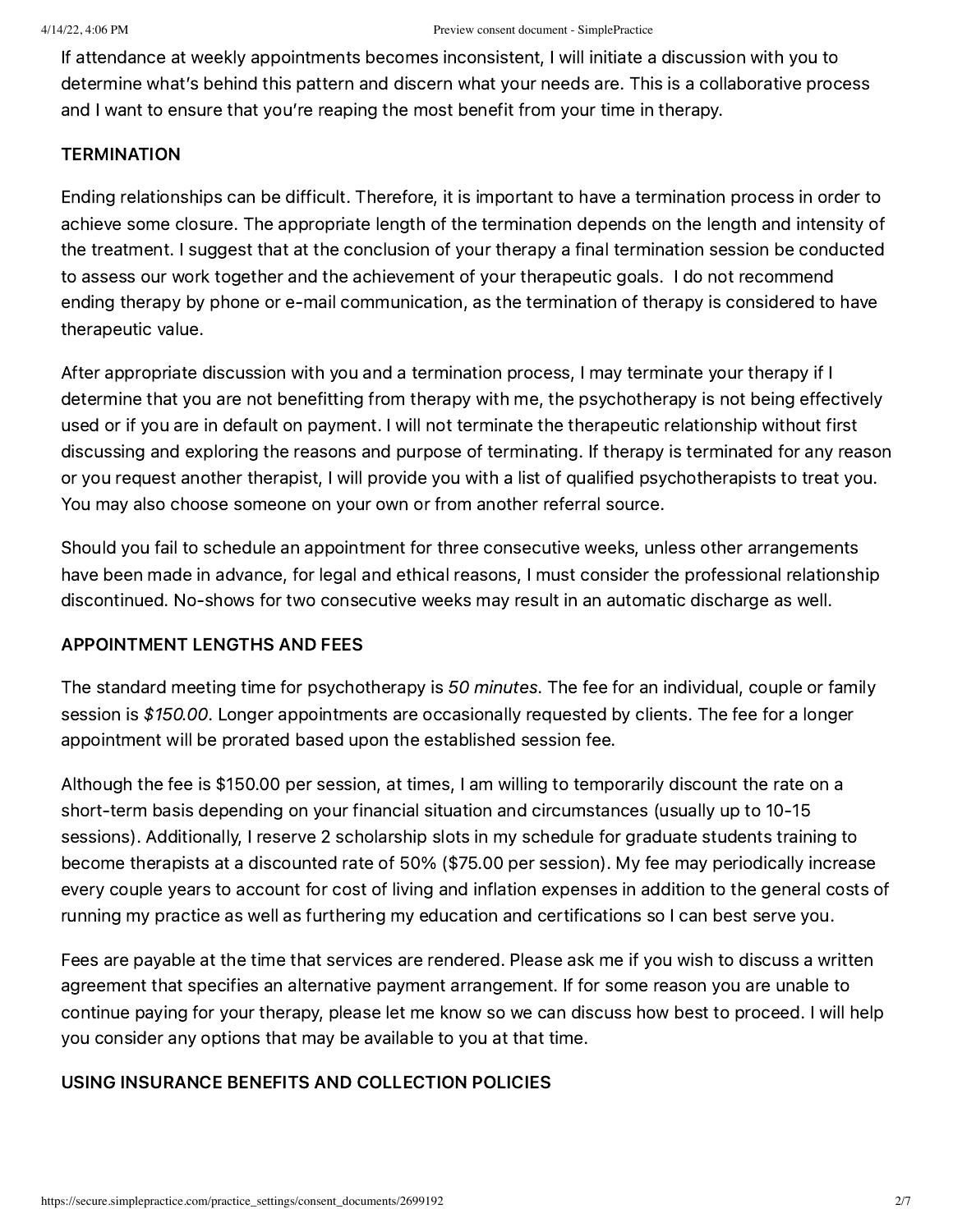If attendance at weekly appointments becomes inconsistent, I will initiate a discussion with you to determine what's behind this pattern and discern what your needs are. This is a collaborative process and I want to ensure that you're reaping the most benefit from your time in therapy.

## TERMINATION

Ending relationships can be difficult. Therefore, it is important to have a termination process in order to achieve some closure. The appropriate length of the termination depends on the length and intensity of the treatment. I suggest that at the conclusion of your therapy a final termination session be conducted to assess our work together and the achievement of your therapeutic goals. I do not recommend ending therapy by phone or e-mail communication, as the termination of therapy is considered to have therapeutic value.

After appropriate discussion with you and a termination process, I may terminate your therapy if I determine that you are not benefitting from therapy with me, the psychotherapy is not being effectively used or if you are in default on payment. I will not terminate the therapeutic relationship without first discussing and exploring the reasons and purpose of terminating. If therapy is terminated for any reason or you request another therapist, I will provide you with a list of qualified psychotherapists to treat you. You may also choose someone on your own or from another referral source.

Should you fail to schedule an appointment for three consecutive weeks, unless other arrangements have been made in advance, for legal and ethical reasons, I must consider the professional relationship discontinued. No-shows for two consecutive weeks may result in an automatic discharge as well.

## APPOINTMENT LENGTHS AND FEES

The standard meeting time for psychotherapy is *50 minutes*. The fee for an individual, couple or family session is *$150.00*. Longer appointments are occasionally requested by clients. The fee for a longer appointment will be prorated based upon the established session fee.

Although the fee is $150.00 per session, at times, I am willing to temporarily discount the rate on a short-term basis depending on your financial situation and circumstances (usually up to 10-15 sessions). Additionally, I reserve 2 scholarship slots in my schedule for graduate students training to become therapists at a discounted rate of 50% ($75.00 per session). My fee may periodically increase every couple years to account for cost of living and inflation expenses in addition to the general costs of running my practice as well as furthering my education and certifications so I can best serve you.

Fees are payable at the time that services are rendered. Please ask me if you wish to discuss a written agreement that specifies an alternative payment arrangement. If for some reason you are unable to continue paying for your therapy, please let me know so we can discuss how best to proceed. I will help you consider any options that may be available to you at that time.

## USING INSURANCE BENEFITS AND COLLECTION POLICIES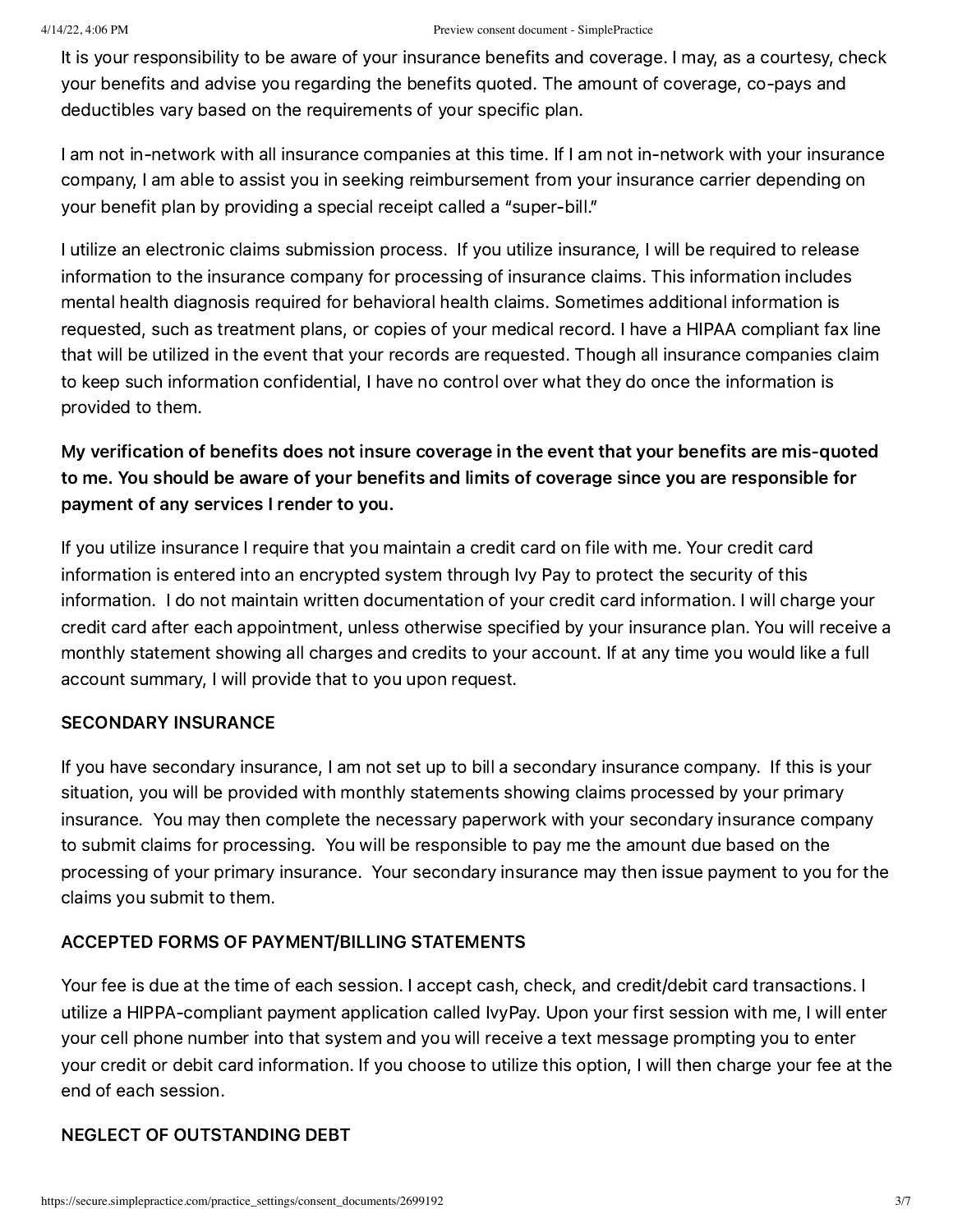It is your responsibility to be aware of your insurance benefits and coverage. I may, as a courtesy, check your benefits and advise you regarding the benefits quoted. The amount of coverage, co-pays and deductibles vary based on the requirements of your specific plan.

I am not in-network with all insurance companies at this time. If I am not in-network with your insurance company, I am able to assist you in seeking reimbursement from your insurance carrier depending on your benefit plan by providing a special receipt called a "super-bill."

I utilize an electronic claims submission process. If you utilize insurance, I will be required to release information to the insurance company for processing of insurance claims. This information includes mental health diagnosis required for behavioral health claims. Sometimes additional information is requested, such as treatment plans, or copies of your medical record. I have a HIPAA compliant fax line that will be utilized in the event that your records are requested. Though all insurance companies claim to keep such information confidential, I have no control over what they do once the information is provided to them.

**My verification of benefits does not insure coverage in the event that your benefits are mis-quoted to me. You should be aware of your benefits and limits of coverage since you are responsible for payment of any services I render to you.**

If you utilize insurance I require that you maintain a credit card on file with me. Your credit card information is entered into an encrypted system through Ivy Pay to protect the security of this information. I do not maintain written documentation of your credit card information. I will charge your credit card after each appointment, unless otherwise specified by your insurance plan. You will receive a monthly statement showing all charges and credits to your account. If at any time you would like a full account summary, I will provide that to you upon request.

## SECONDARY INSURANCE

If you have secondary insurance, I am not set up to bill a secondary insurance company. If this is your situation, you will be provided with monthly statements showing claims processed by your primary insurance. You may then complete the necessary paperwork with your secondary insurance company to submit claims for processing. You will be responsible to pay me the amount due based on the processing of your primary insurance. Your secondary insurance may then issue payment to you for the claims you submit to them.

## ACCEPTED FORMS OF PAYMENT/BILLING STATEMENTS

Your fee is due at the time of each session. I accept cash, check, and credit/debit card transactions. I utilize a HIPPA-compliant payment application called IvyPay. Upon your first session with me, I will enter your cell phone number into that system and you will receive a text message prompting you to enter your credit or debit card information. If you choose to utilize this option, I will then charge your fee at the end of each session.

## NEGLECT OF OUTSTANDING DEBT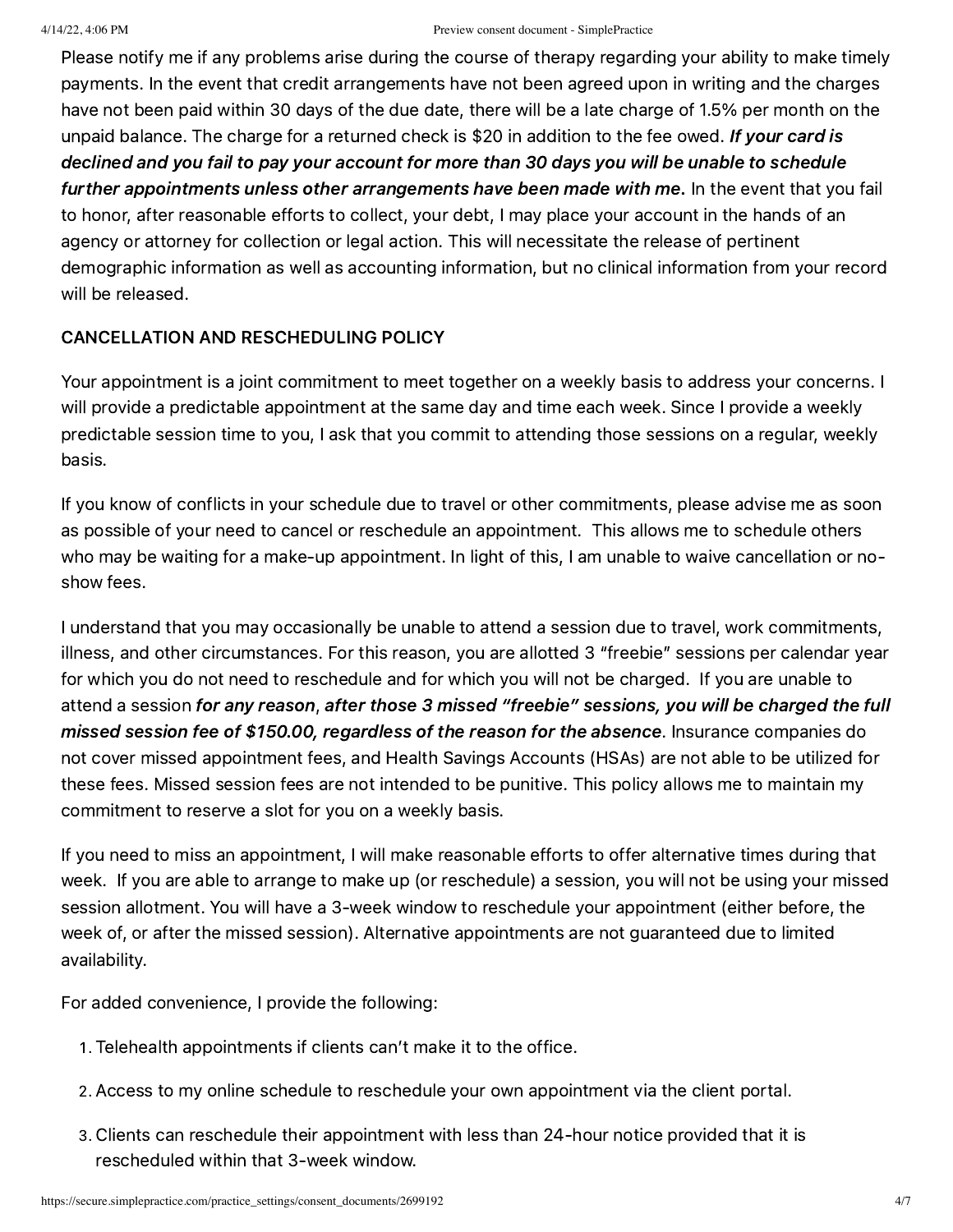Please notify me if any problems arise during the course of therapy regarding your ability to make timely payments. In the event that credit arrangements have not been agreed upon in writing and the charges have not been paid within 30 days of the due date, there will be a late charge of 1.5% per month on the unpaid balance. The charge for a returned check is $20 in addition to the fee owed. ***If your card is declined and you fail to pay your account for more than 30 days you will be unable to schedule further appointments unless other arrangements have been made with me.*** In the event that you fail to honor, after reasonable efforts to collect, your debt, I may place your account in the hands of an agency or attorney for collection or legal action. This will necessitate the release of pertinent demographic information as well as accounting information, but no clinical information from your record will be released.

## CANCELLATION AND RESCHEDULING POLICY

Your appointment is a joint commitment to meet together on a weekly basis to address your concerns. I will provide a predictable appointment at the same day and time each week. Since I provide a weekly predictable session time to you, I ask that you commit to attending those sessions on a regular, weekly basis.

If you know of conflicts in your schedule due to travel or other commitments, please advise me as soon as possible of your need to cancel or reschedule an appointment. This allows me to schedule others who may be waiting for a make-up appointment. In light of this, I am unable to waive cancellation or no-show fees.

I understand that you may occasionally be unable to attend a session due to travel, work commitments, illness, and other circumstances. For this reason, you are allotted 3 "freebie" sessions per calendar year for which you do not need to reschedule and for which you will not be charged. If you are unable to attend a session ***for any reason***, ***after those 3 missed "freebie" sessions, you will be charged the full missed session fee of $150.00, regardless of the reason for the absence***. Insurance companies do not cover missed appointment fees, and Health Savings Accounts (HSAs) are not able to be utilized for these fees. Missed session fees are not intended to be punitive. This policy allows me to maintain my commitment to reserve a slot for you on a weekly basis.

If you need to miss an appointment, I will make reasonable efforts to offer alternative times during that week. If you are able to arrange to make up (or reschedule) a session, you will not be using your missed session allotment. You will have a 3-week window to reschedule your appointment (either before, the week of, or after the missed session). Alternative appointments are not guaranteed due to limited availability.

For added convenience, I provide the following:

1. Telehealth appointments if clients can't make it to the office.
2. Access to my online schedule to reschedule your own appointment via the client portal.
3. Clients can reschedule their appointment with less than 24-hour notice provided that it is rescheduled within that 3-week window.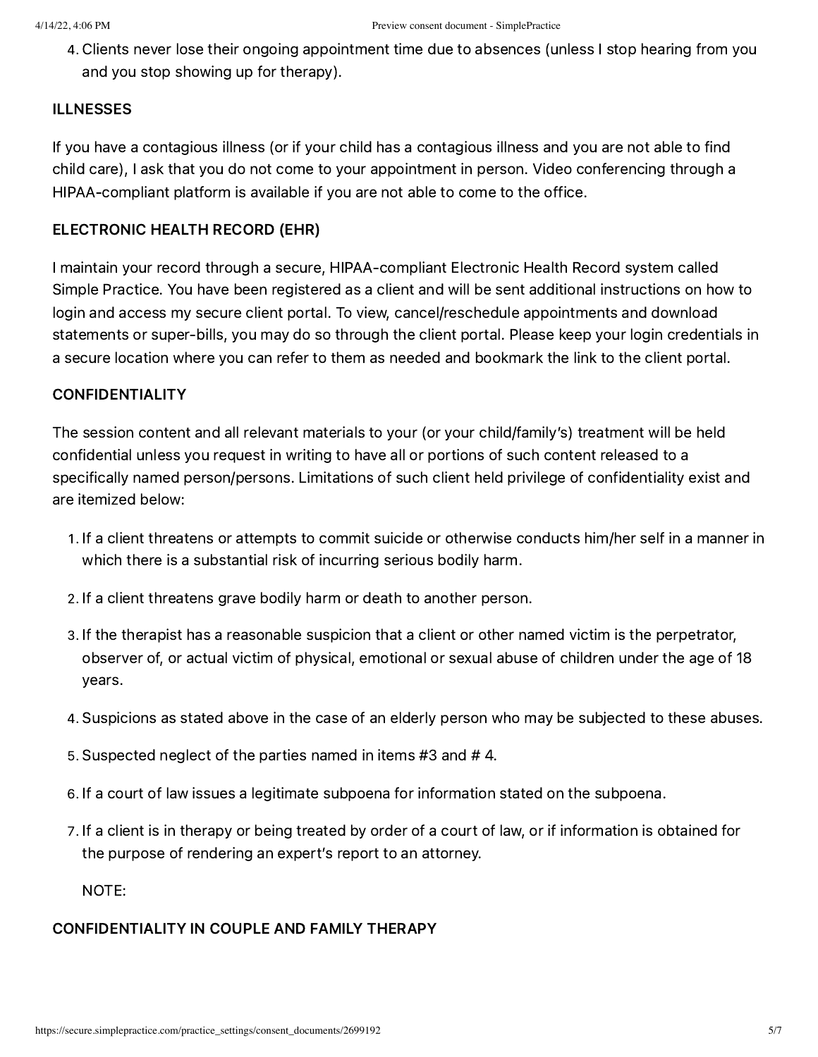4. Clients never lose their ongoing appointment time due to absences (unless I stop hearing from you and you stop showing up for therapy).

### ILLNESSES

If you have a contagious illness (or if your child has a contagious illness and you are not able to find child care), I ask that you do not come to your appointment in person. Video conferencing through a HIPAA-compliant platform is available if you are not able to come to the office.

### ELECTRONIC HEALTH RECORD (EHR)

I maintain your record through a secure, HIPAA-compliant Electronic Health Record system called Simple Practice. You have been registered as a client and will be sent additional instructions on how to login and access my secure client portal. To view, cancel/reschedule appointments and download statements or super-bills, you may do so through the client portal. Please keep your login credentials in a secure location where you can refer to them as needed and bookmark the link to the client portal.

### CONFIDENTIALITY

The session content and all relevant materials to your (or your child/family's) treatment will be held confidential unless you request in writing to have all or portions of such content released to a specifically named person/persons. Limitations of such client held privilege of confidentiality exist and are itemized below:

1. If a client threatens or attempts to commit suicide or otherwise conducts him/her self in a manner in which there is a substantial risk of incurring serious bodily harm.
2. If a client threatens grave bodily harm or death to another person.
3. If the therapist has a reasonable suspicion that a client or other named victim is the perpetrator, observer of, or actual victim of physical, emotional or sexual abuse of children under the age of 18 years.
4. Suspicions as stated above in the case of an elderly person who may be subjected to these abuses.
5. Suspected neglect of the parties named in items #3 and # 4.
6. If a court of law issues a legitimate subpoena for information stated on the subpoena.
7. If a client is in therapy or being treated by order of a court of law, or if information is obtained for the purpose of rendering an expert's report to an attorney.

   NOTE:

### CONFIDENTIALITY IN COUPLE AND FAMILY THERAPY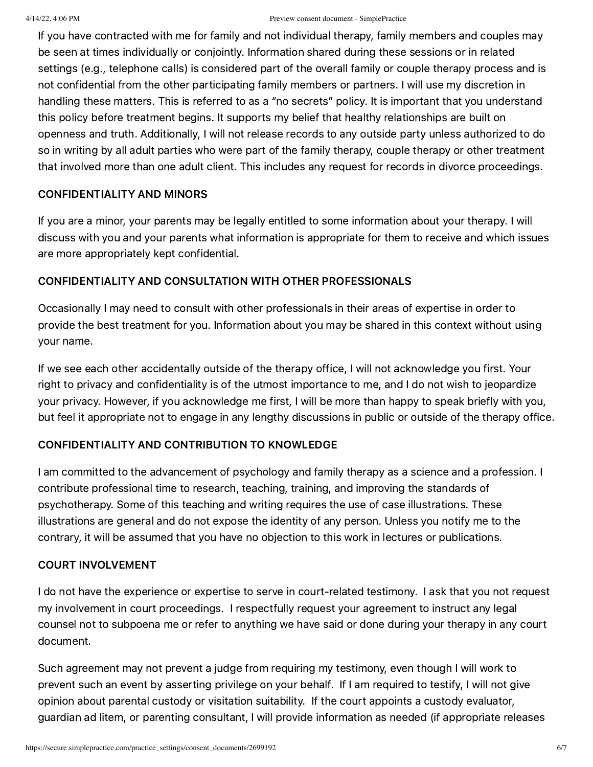If you have contracted with me for family and not individual therapy, family members and couples may be seen at times individually or conjointly. Information shared during these sessions or in related settings (e.g., telephone calls) is considered part of the overall family or couple therapy process and is not confidential from the other participating family members or partners. I will use my discretion in handling these matters. This is referred to as a "no secrets" policy. It is important that you understand this policy before treatment begins. It supports my belief that healthy relationships are built on openness and truth. Additionally, I will not release records to any outside party unless authorized to do so in writing by all adult parties who were part of the family therapy, couple therapy or other treatment that involved more than one adult client. This includes any request for records in divorce proceedings.

### CONFIDENTIALITY AND MINORS

If you are a minor, your parents may be legally entitled to some information about your therapy. I will discuss with you and your parents what information is appropriate for them to receive and which issues are more appropriately kept confidential.

### CONFIDENTIALITY AND CONSULTATION WITH OTHER PROFESSIONALS

Occasionally I may need to consult with other professionals in their areas of expertise in order to provide the best treatment for you. Information about you may be shared in this context without using your name.

If we see each other accidentally outside of the therapy office, I will not acknowledge you first. Your right to privacy and confidentiality is of the utmost importance to me, and I do not wish to jeopardize your privacy. However, if you acknowledge me first, I will be more than happy to speak briefly with you, but feel it appropriate not to engage in any lengthy discussions in public or outside of the therapy office.

### CONFIDENTIALITY AND CONTRIBUTION TO KNOWLEDGE

I am committed to the advancement of psychology and family therapy as a science and a profession. I contribute professional time to research, teaching, training, and improving the standards of psychotherapy. Some of this teaching and writing requires the use of case illustrations. These illustrations are general and do not expose the identity of any person. Unless you notify me to the contrary, it will be assumed that you have no objection to this work in lectures or publications.

### COURT INVOLVEMENT

I do not have the experience or expertise to serve in court-related testimony. I ask that you not request my involvement in court proceedings. I respectfully request your agreement to instruct any legal counsel not to subpoena me or refer to anything we have said or done during your therapy in any court document.

Such agreement may not prevent a judge from requiring my testimony, even though I will work to prevent such an event by asserting privilege on your behalf. If I am required to testify, I will not give opinion about parental custody or visitation suitability. If the court appoints a custody evaluator, guardian ad litem, or parenting consultant, I will provide information as needed (if appropriate releases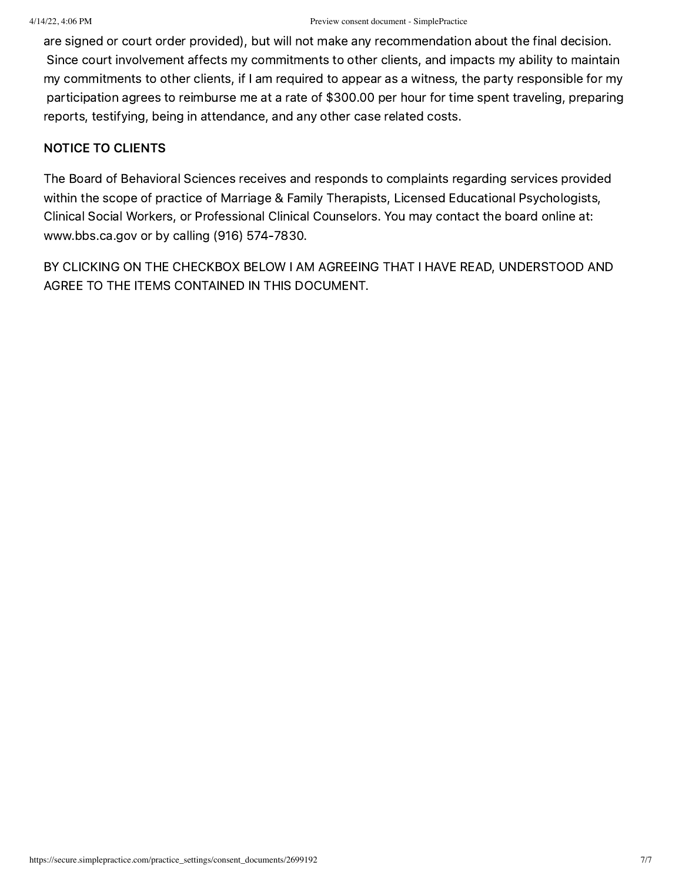are signed or court order provided), but will not make any recommendation about the final decision. Since court involvement affects my commitments to other clients, and impacts my ability to maintain my commitments to other clients, if I am required to appear as a witness, the party responsible for my participation agrees to reimburse me at a rate of $300.00 per hour for time spent traveling, preparing reports, testifying, being in attendance, and any other case related costs.

**NOTICE TO CLIENTS**

The Board of Behavioral Sciences receives and responds to complaints regarding services provided within the scope of practice of Marriage & Family Therapists, Licensed Educational Psychologists, Clinical Social Workers, or Professional Clinical Counselors. You may contact the board online at: www.bbs.ca.gov or by calling (916) 574-7830.

BY CLICKING ON THE CHECKBOX BELOW I AM AGREEING THAT I HAVE READ, UNDERSTOOD AND AGREE TO THE ITEMS CONTAINED IN THIS DOCUMENT.